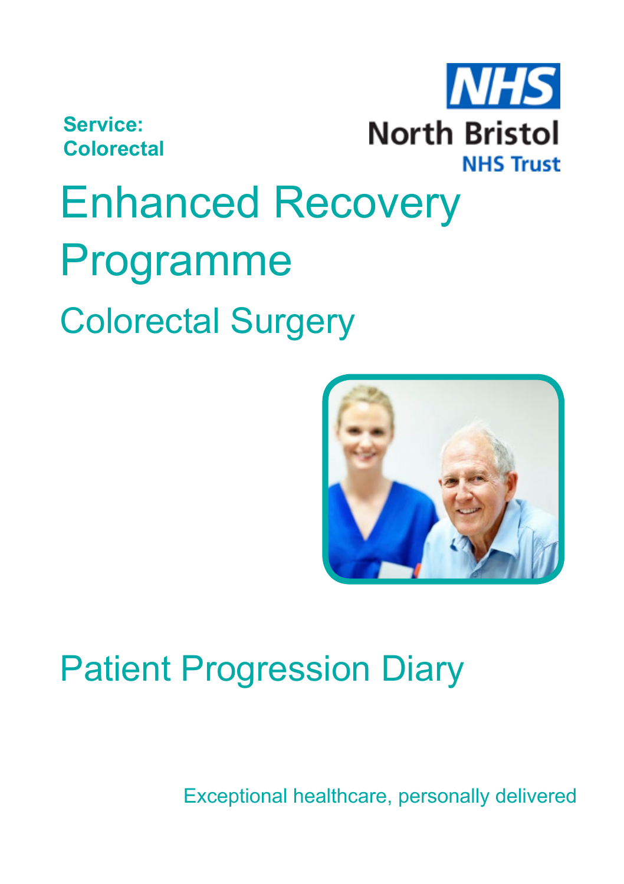**Service: Colorectal**

North Bristol NHS Trust

# Enhanced Recovery Programme

## Colorectal Surgery

## Patient Progression Diary

Exceptional healthcare, personally delivered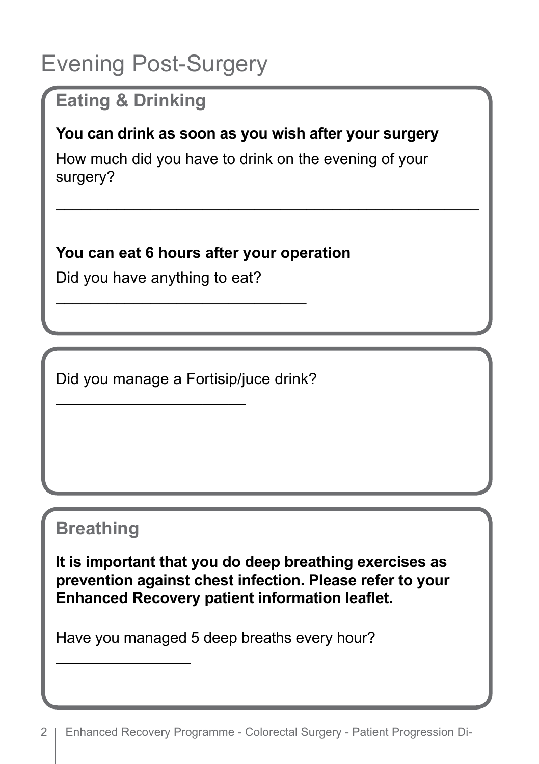# Evening Post-Surgery

## Eating & Drinking

**You can drink as soon as you wish after your surgery**

How much did you have to drink on the evening of your surgery?

______________________________________________

**You can eat 6 hours after your operation**

Did you have anything to eat?

______________________________

Did you manage a Fortisip/juce drink?

________________________

## Breathing

**It is important that you do deep breathing exercises as prevention against chest infection. Please refer to your Enhanced Recovery patient information leaflet.**

Have you managed 5 deep breaths every hour?

________________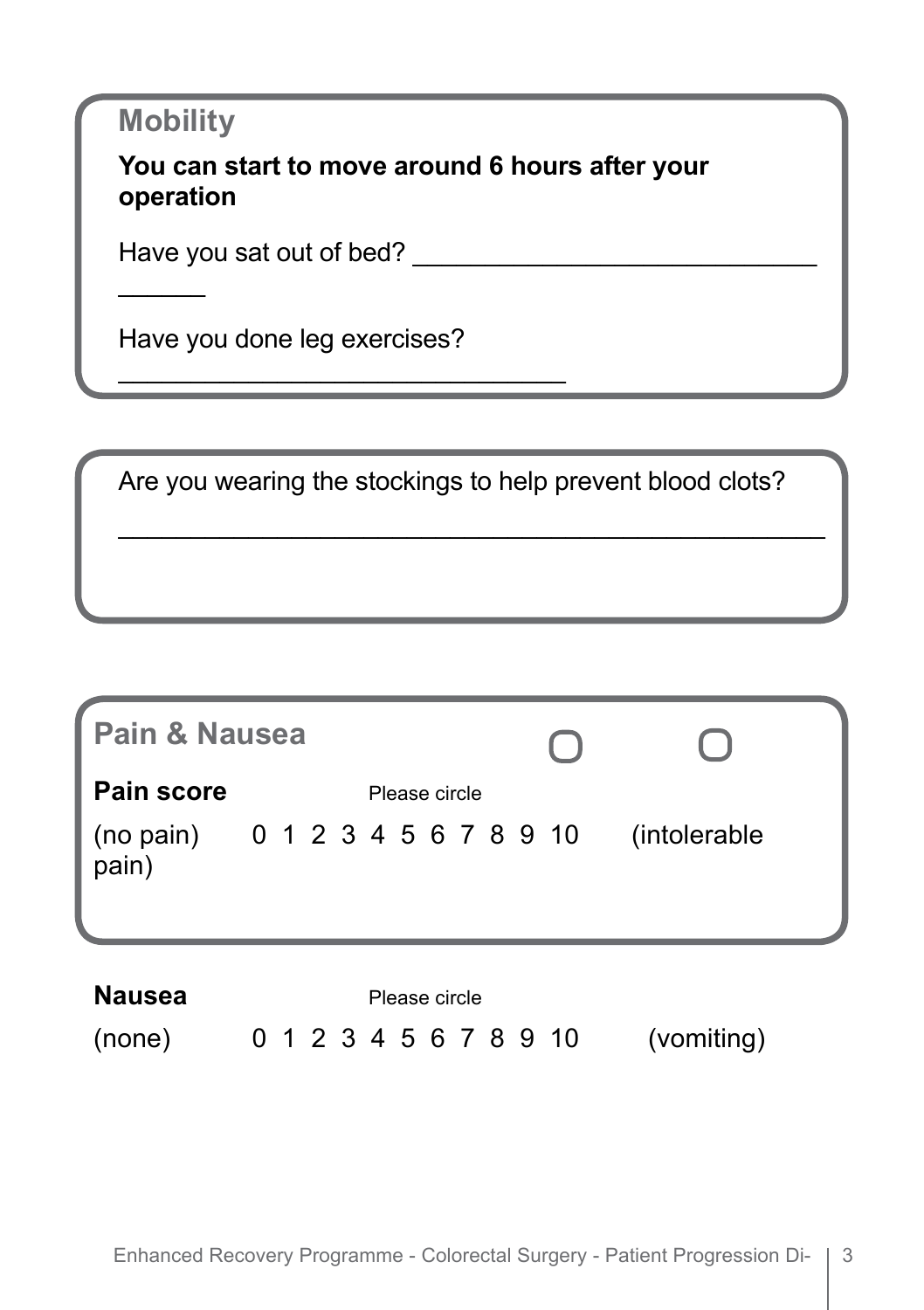## Mobility

**You can start to move around 6 hours after your operation**

Have you sat out of bed? ______________________________________

Have you done leg exercises? ______________________________________

Are you wearing the stockings to help prevent blood clots?

______________________________________

## Pain & Nausea

**Pain score** Please circle

(no pain) 0 1 2 3 4 5 6 7 8 9 10 (intolerable pain)

**Nausea** Please circle

(none) 0 1 2 3 4 5 6 7 8 9 10 (vomiting)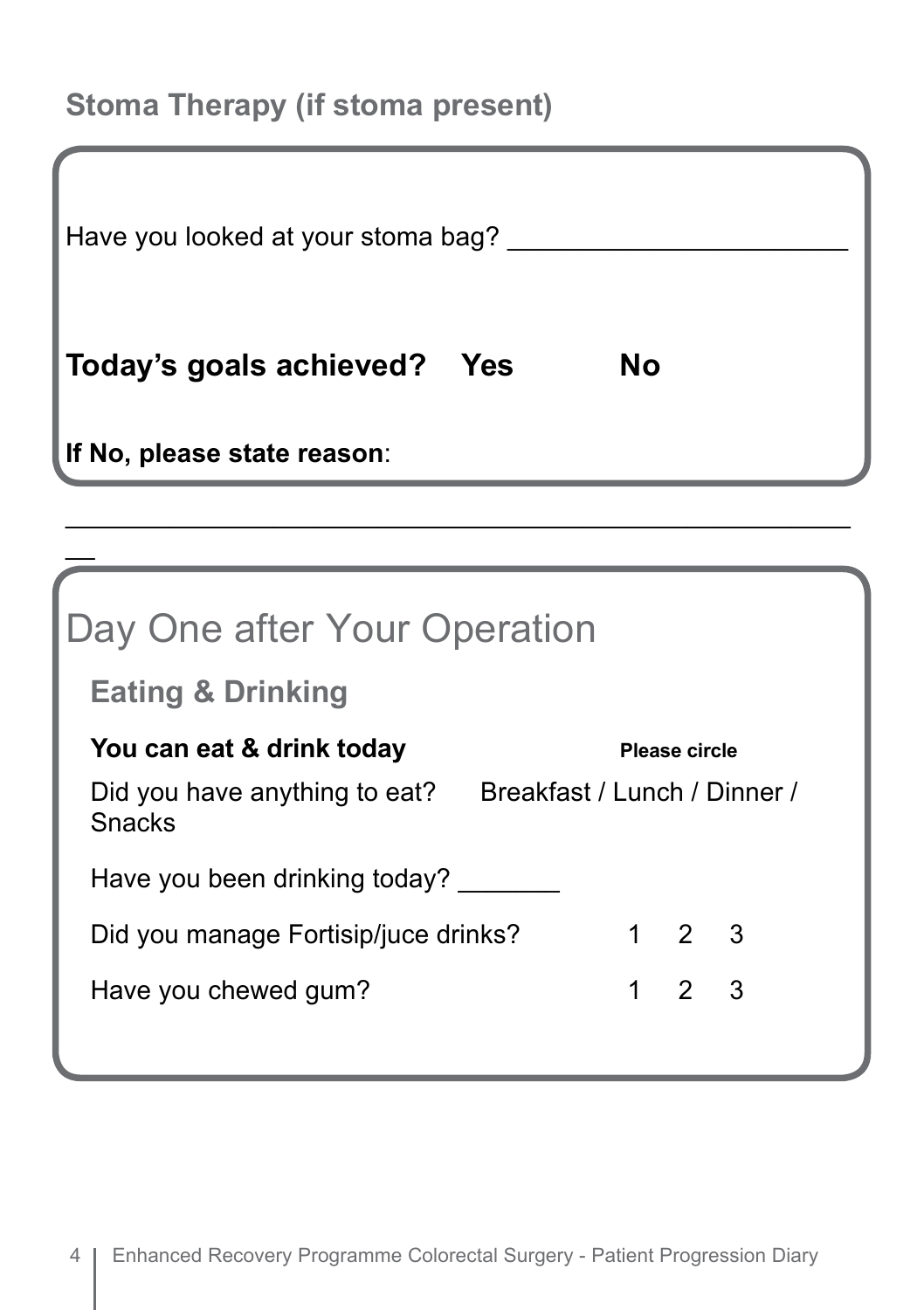### Stoma Therapy (if stoma present)

Have you looked at your stoma bag? ______________________

**Today's goals achieved? Yes No**

**If No, please state reason**:

________________________________________________________

## Day One after Your Operation

### Eating & Drinking

**You can eat & drink today** **Please circle**

Did you have anything to eat? Breakfast / Lunch / Dinner / Snacks

Have you been drinking today? _______

Did you manage Fortisip/juce drinks? 1 2 3

Have you chewed gum? 1 2 3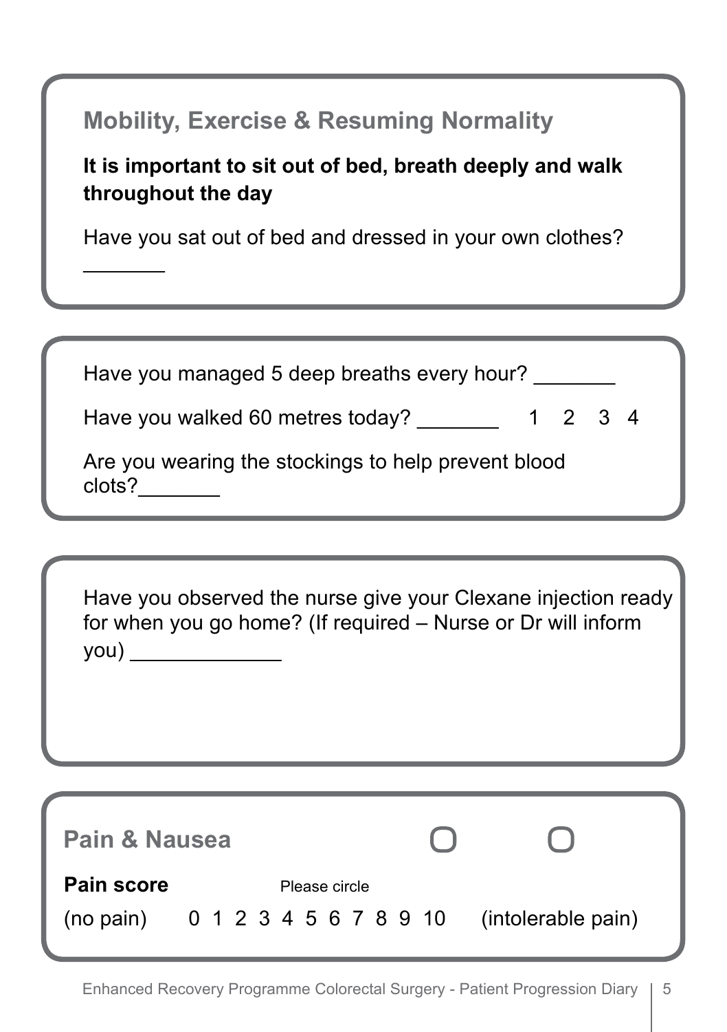## Mobility, Exercise & Resuming Normality

**It is important to sit out of bed, breath deeply and walk throughout the day**

Have you sat out of bed and dressed in your own clothes? _______

Have you managed 5 deep breaths every hour? _______

Have you walked 60 metres today? _______ 1 2 3 4

Are you wearing the stockings to help prevent blood clots?_______

Have you observed the nurse give your Clexane injection ready for when you go home? (If required – Nurse or Dr will inform you) _____________

## Pain & Nausea

**Pain score** Please circle

(no pain) 0 1 2 3 4 5 6 7 8 9 10 (intolerable pain)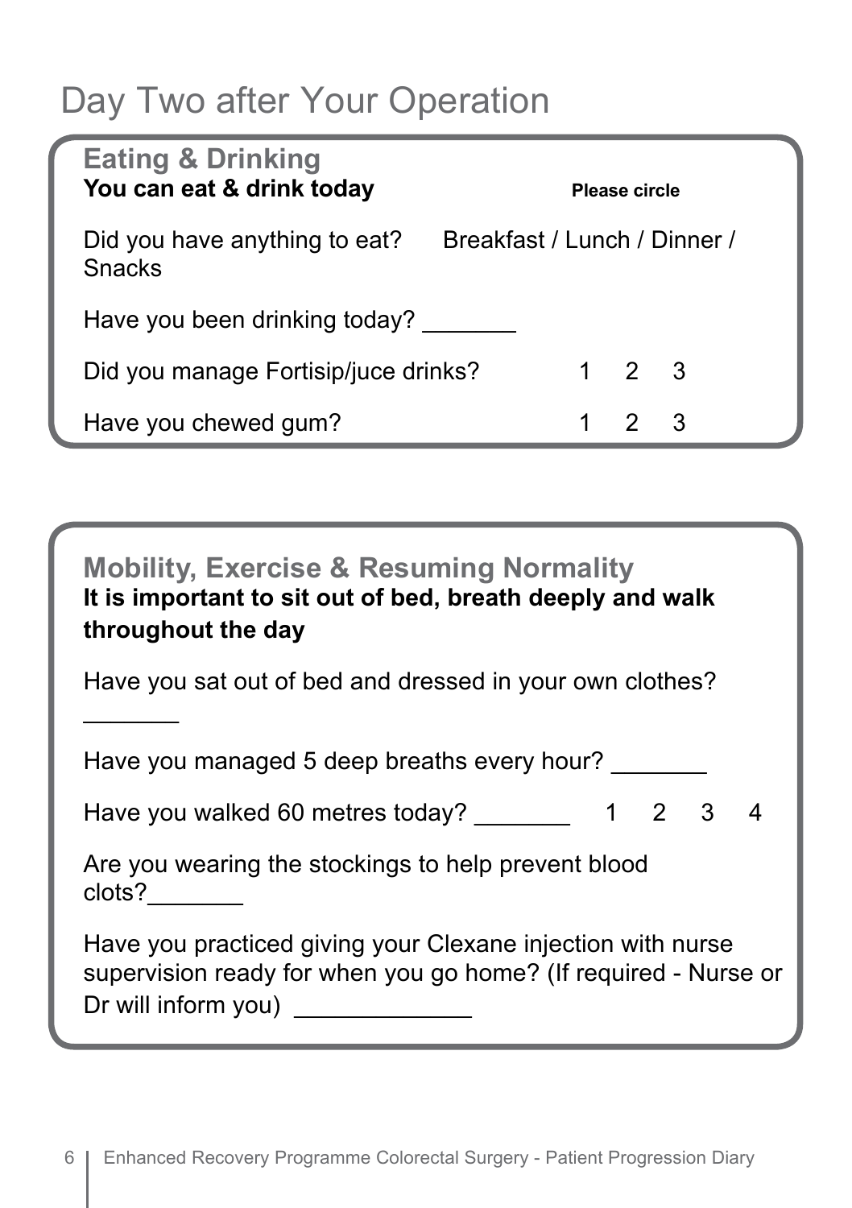# Day Two after Your Operation

## Eating & Drinking

**You can eat & drink today** **Please circle**

Did you have anything to eat? Breakfast / Lunch / Dinner / Snacks

Have you been drinking today? _______

Did you manage Fortisip/juce drinks? 1 2 3

Have you chewed gum? 1 2 3

## Mobility, Exercise & Resuming Normality

**It is important to sit out of bed, breath deeply and walk throughout the day**

Have you sat out of bed and dressed in your own clothes? _______

Have you managed 5 deep breaths every hour? _______

Have you walked 60 metres today? _______ 1 2 3 4

Are you wearing the stockings to help prevent blood clots?_______

Have you practiced giving your Clexane injection with nurse supervision ready for when you go home? (If required - Nurse or Dr will inform you) ____________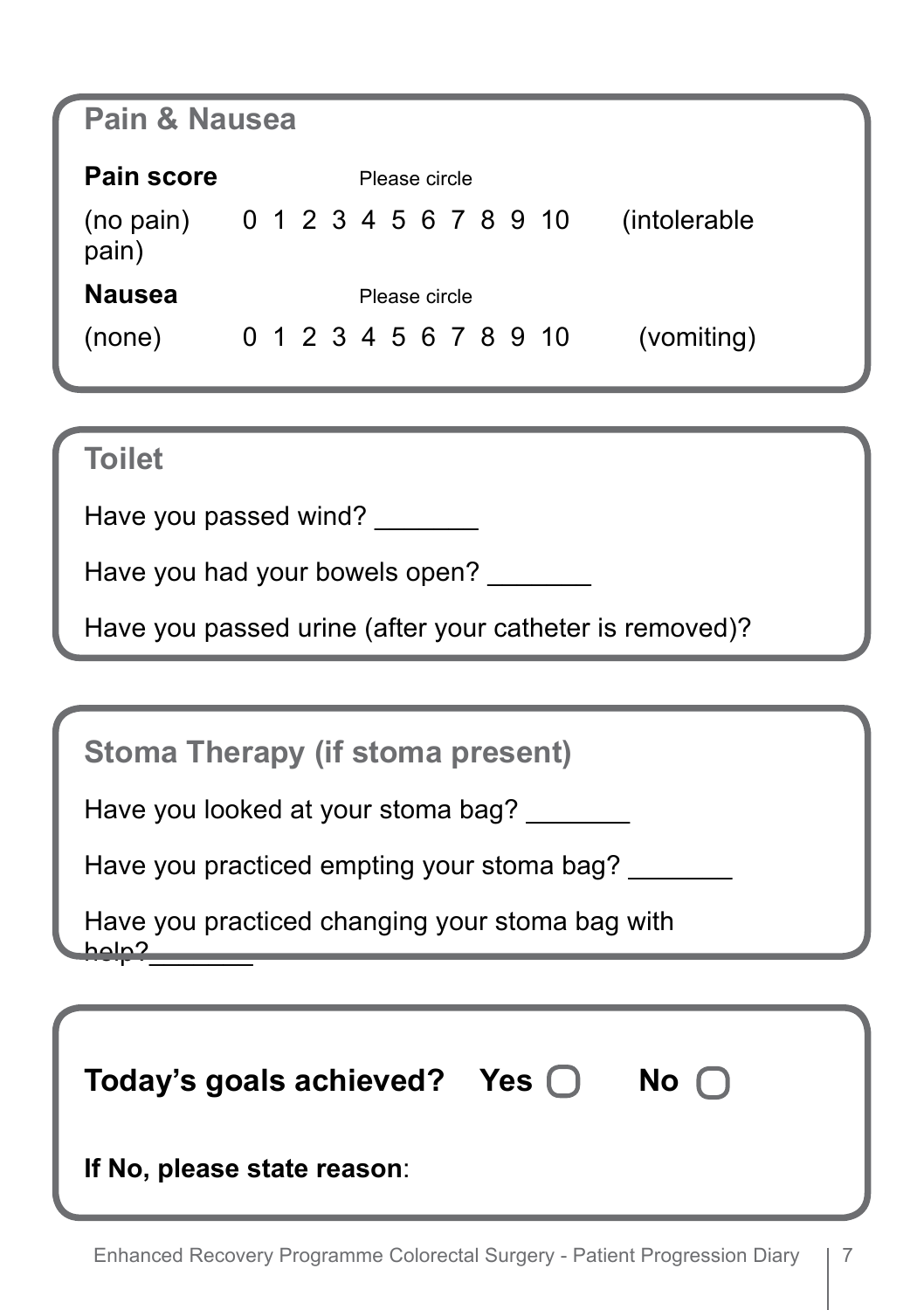## Pain & Nausea

**Pain score** Please circle

(no pain) 0 1 2 3 4 5 6 7 8 9 10 (intolerable pain)

**Nausea** Please circle

(none) 0 1 2 3 4 5 6 7 8 9 10 (vomiting)

## Toilet

Have you passed wind? _______

Have you had your bowels open? _______

Have you passed urine (after your catheter is removed)?

## Stoma Therapy (if stoma present)

Have you looked at your stoma bag? _______

Have you practiced empting your stoma bag? _______

Have you practiced changing your stoma bag with help?_______

**Today's goals achieved? Yes ▢ No ▢**

**If No, please state reason**: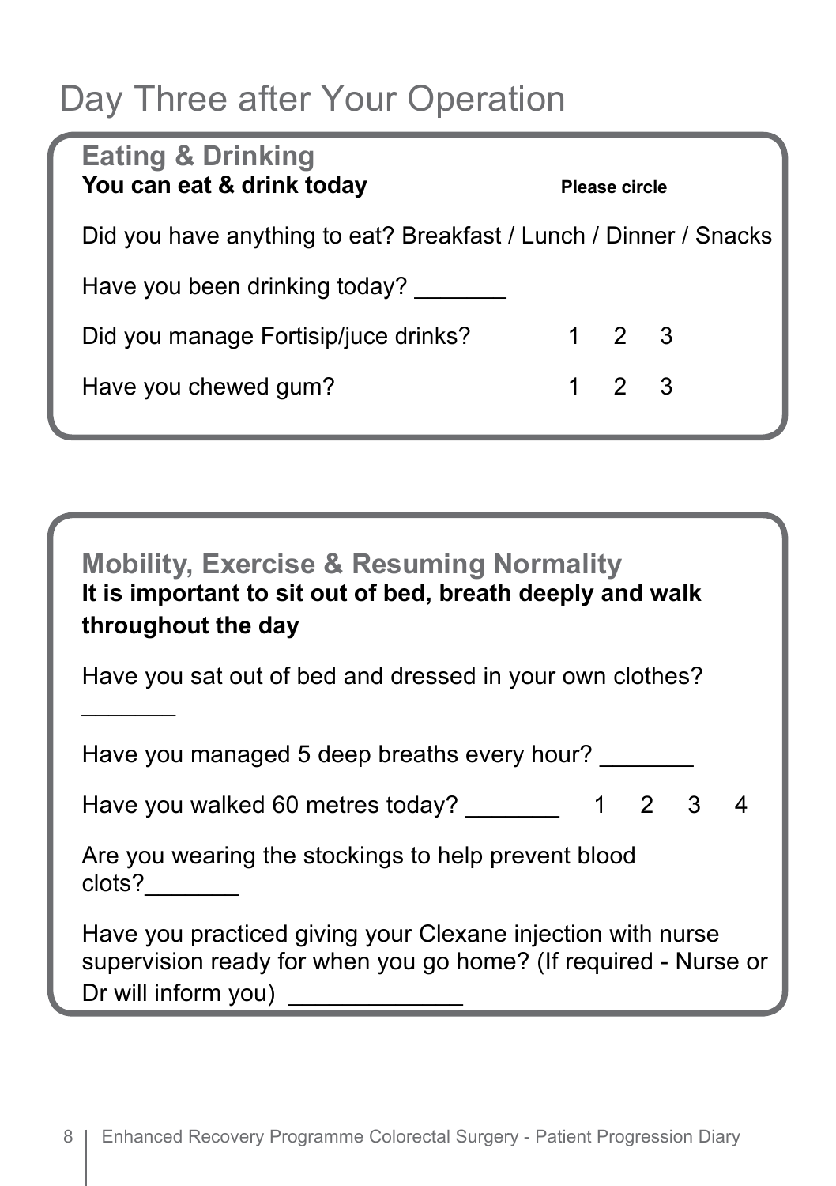# Day Three after Your Operation

## Eating & Drinking

**You can eat & drink today** **Please circle**

Did you have anything to eat? Breakfast / Lunch / Dinner / Snacks

Have you been drinking today? _______

Did you manage Fortisip/juce drinks? 1 2 3

Have you chewed gum? 1 2 3

## Mobility, Exercise & Resuming Normality

**It is important to sit out of bed, breath deeply and walk throughout the day**

Have you sat out of bed and dressed in your own clothes? _______

Have you managed 5 deep breaths every hour? _______

Have you walked 60 metres today? _______ 1 2 3 4

Are you wearing the stockings to help prevent blood clots?_______

Have you practiced giving your Clexane injection with nurse supervision ready for when you go home? (If required - Nurse or Dr will inform you) ____________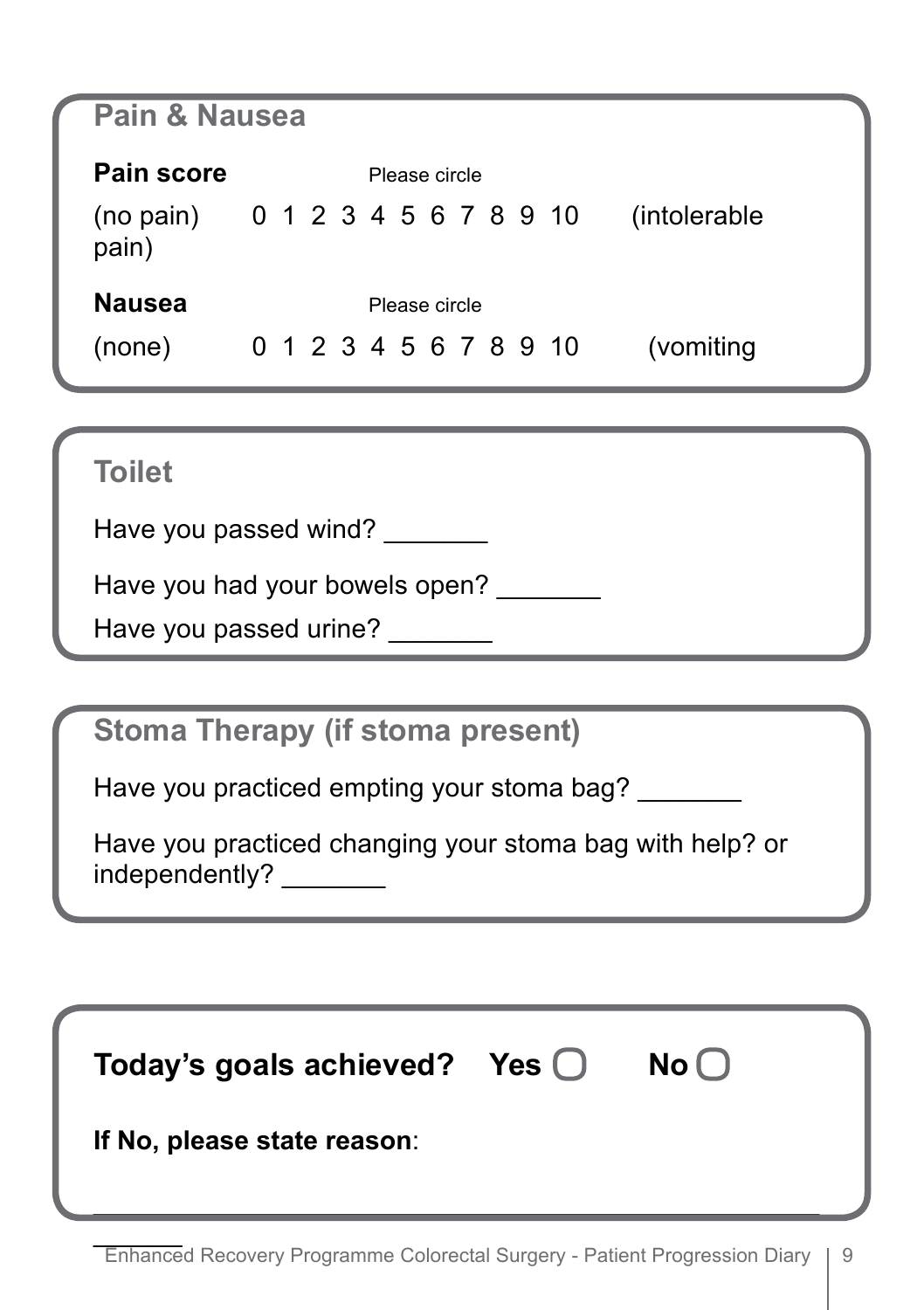## Pain & Nausea

**Pain score** Please circle

(no pain) 0 1 2 3 4 5 6 7 8 9 10 (intolerable pain)

**Nausea** Please circle

(none) 0 1 2 3 4 5 6 7 8 9 10 (vomiting

## Toilet

Have you passed wind? _______

Have you had your bowels open? _______

Have you passed urine? _______

## Stoma Therapy (if stoma present)

Have you practiced empting your stoma bag? _______

Have you practiced changing your stoma bag with help? or independently? _______

**Today's goals achieved? Yes ▢ No ▢**

**If No, please state reason**:

_______________________________________________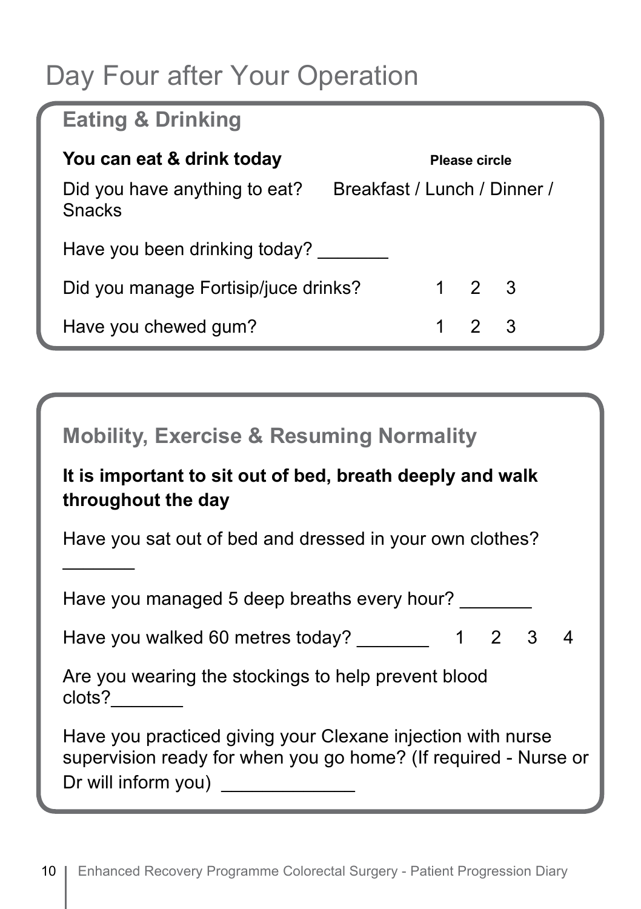# Day Four after Your Operation

## Eating & Drinking

**You can eat & drink today** **Please circle**

Did you have anything to eat? Breakfast / Lunch / Dinner / Snacks

Have you been drinking today? _______

Did you manage Fortisip/juce drinks? 1 2 3

Have you chewed gum? 1 2 3

## Mobility, Exercise & Resuming Normality

**It is important to sit out of bed, breath deeply and walk throughout the day**

Have you sat out of bed and dressed in your own clothes? _______

Have you managed 5 deep breaths every hour? _______

Have you walked 60 metres today? _______ 1 2 3 4

Are you wearing the stockings to help prevent blood clots?_______

Have you practiced giving your Clexane injection with nurse supervision ready for when you go home? (If required - Nurse or Dr will inform you) ____________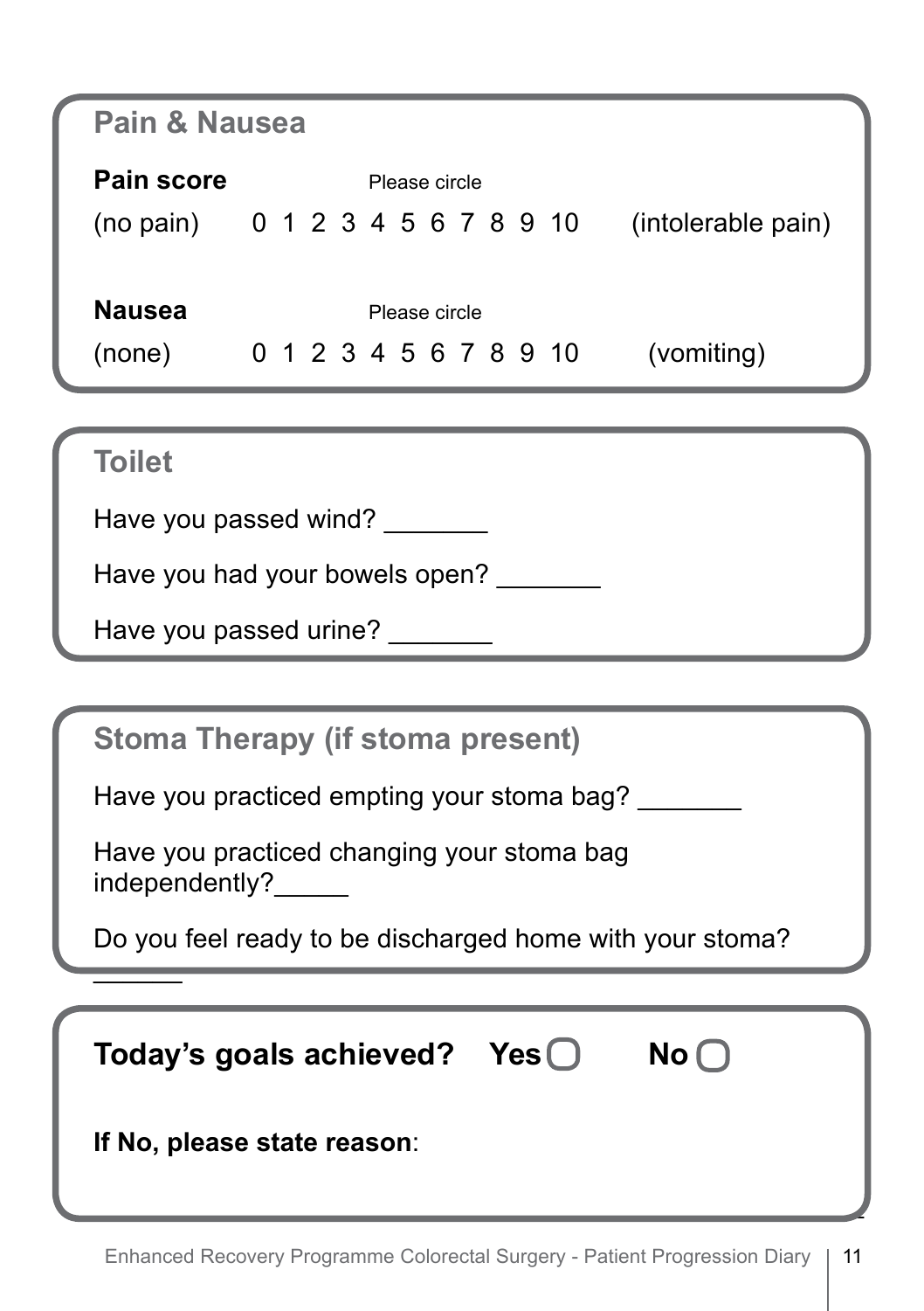## Pain & Nausea

**Pain score** Please circle

(no pain) 0 1 2 3 4 5 6 7 8 9 10 (intolerable pain)

**Nausea** Please circle

(none) 0 1 2 3 4 5 6 7 8 9 10 (vomiting)

## Toilet

Have you passed wind? _______

Have you had your bowels open? _______

Have you passed urine? _______

## Stoma Therapy (if stoma present)

Have you practiced empting your stoma bag? _______

Have you practiced changing your stoma bag independently?_____

Do you feel ready to be discharged home with your stoma? ______

**Today's goals achieved? Yes ▢ No ▢**

**If No, please state reason**: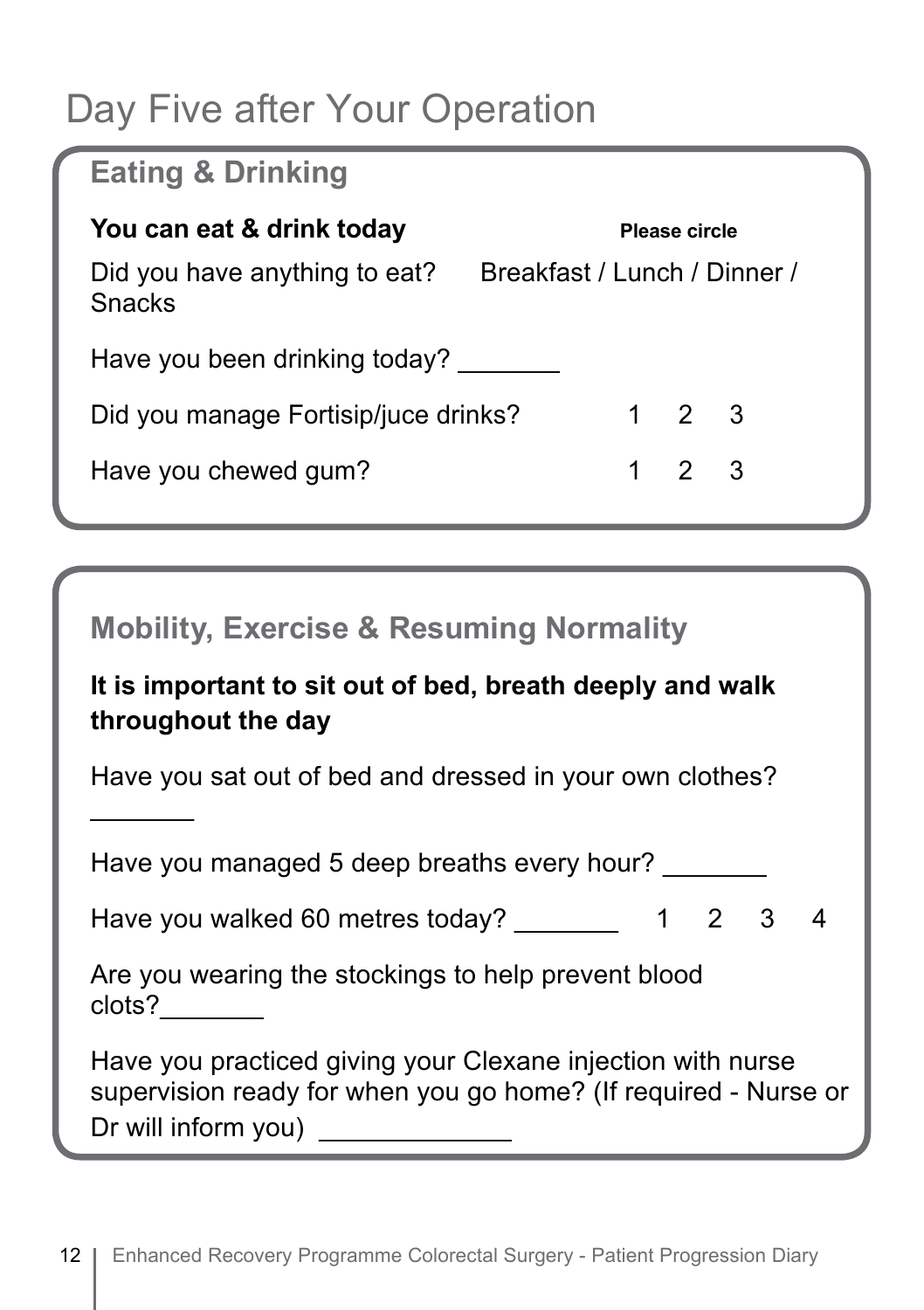# Day Five after Your Operation

## Eating & Drinking

**You can eat & drink today** **Please circle**

Did you have anything to eat? Breakfast / Lunch / Dinner / Snacks

Have you been drinking today? _______

Did you manage Fortisip/juce drinks? 1 2 3

Have you chewed gum? 1 2 3

## Mobility, Exercise & Resuming Normality

**It is important to sit out of bed, breath deeply and walk throughout the day**

Have you sat out of bed and dressed in your own clothes? _______

Have you managed 5 deep breaths every hour? _______

Have you walked 60 metres today? _______ 1 2 3 4

Are you wearing the stockings to help prevent blood clots?_______

Have you practiced giving your Clexane injection with nurse supervision ready for when you go home? (If required - Nurse or Dr will inform you) ___________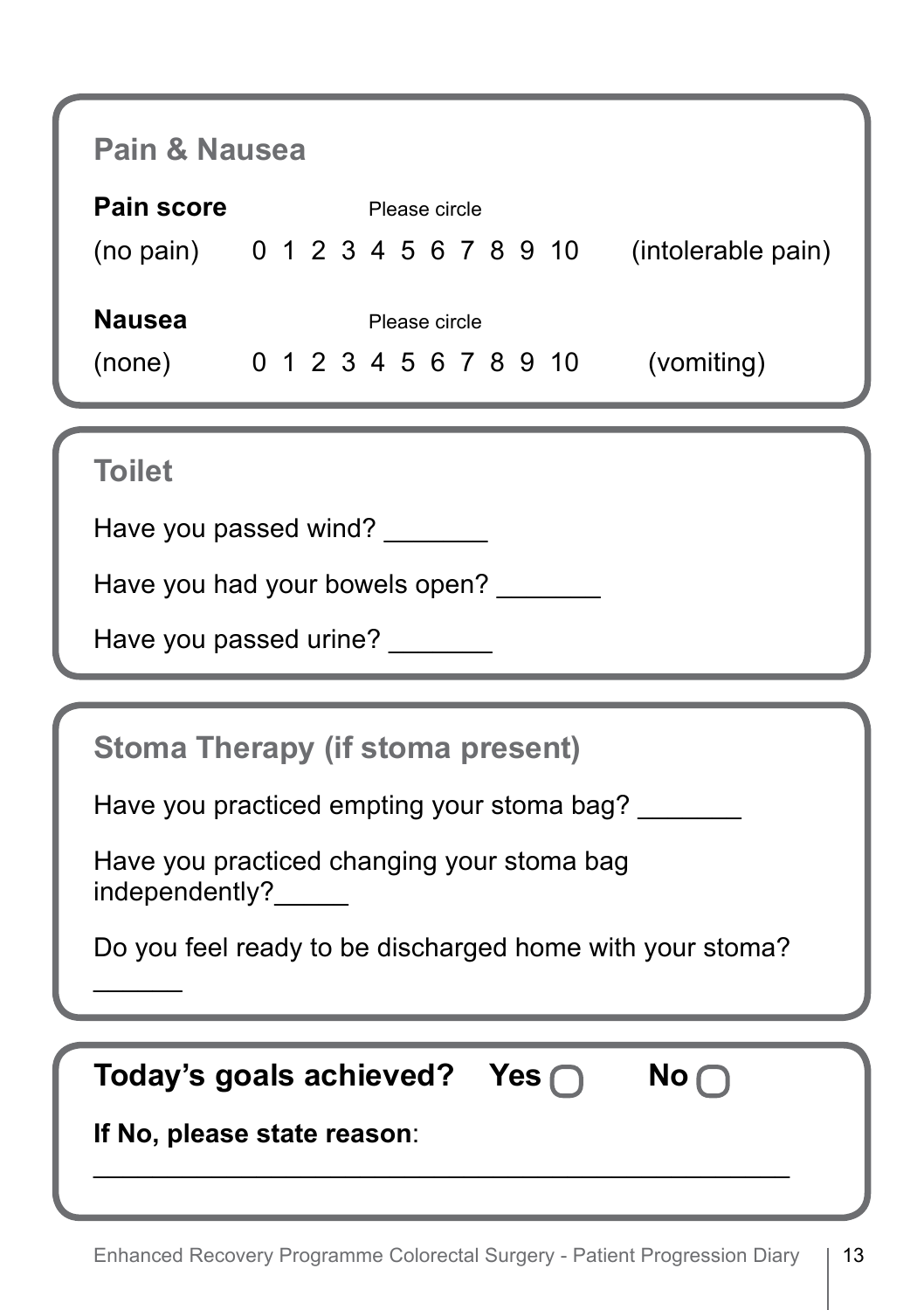## Pain & Nausea

**Pain score** Please circle

(no pain) 0 1 2 3 4 5 6 7 8 9 10 (intolerable pain)

**Nausea** Please circle

(none) 0 1 2 3 4 5 6 7 8 9 10 (vomiting)

## Toilet

Have you passed wind? _______

Have you had your bowels open? _______

Have you passed urine? _______

## Stoma Therapy (if stoma present)

Have you practiced empting your stoma bag? _______

Have you practiced changing your stoma bag independently?_____

Do you feel ready to be discharged home with your stoma? ______

**Today's goals achieved? Yes ☐ No ☐**

**If No, please state reason**:

_______________________________________________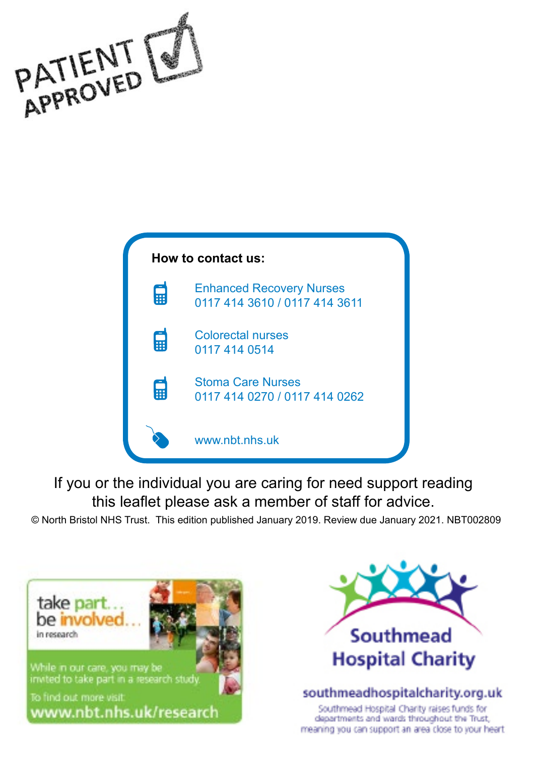PATIENT APPROVED

**How to contact us:**

Enhanced Recovery Nurses
0117 414 3610 / 0117 414 3611

Colorectal nurses
0117 414 0514

Stoma Care Nurses
0117 414 0270 / 0117 414 0262

www.nbt.nhs.uk

If you or the individual you are caring for need support reading this leaflet please ask a member of staff for advice.

© North Bristol NHS Trust. This edition published January 2019. Review due January 2021. NBT002809

take part... be involved... in research

While in our care, you may be invited to take part in a research study.

To find out more visit: www.nbt.nhs.uk/research

Southmead Hospital Charity

southmeadhospitalcharity.org.uk

Southmead Hospital Charity raises funds for departments and wards throughout the Trust, meaning you can support an area close to your heart